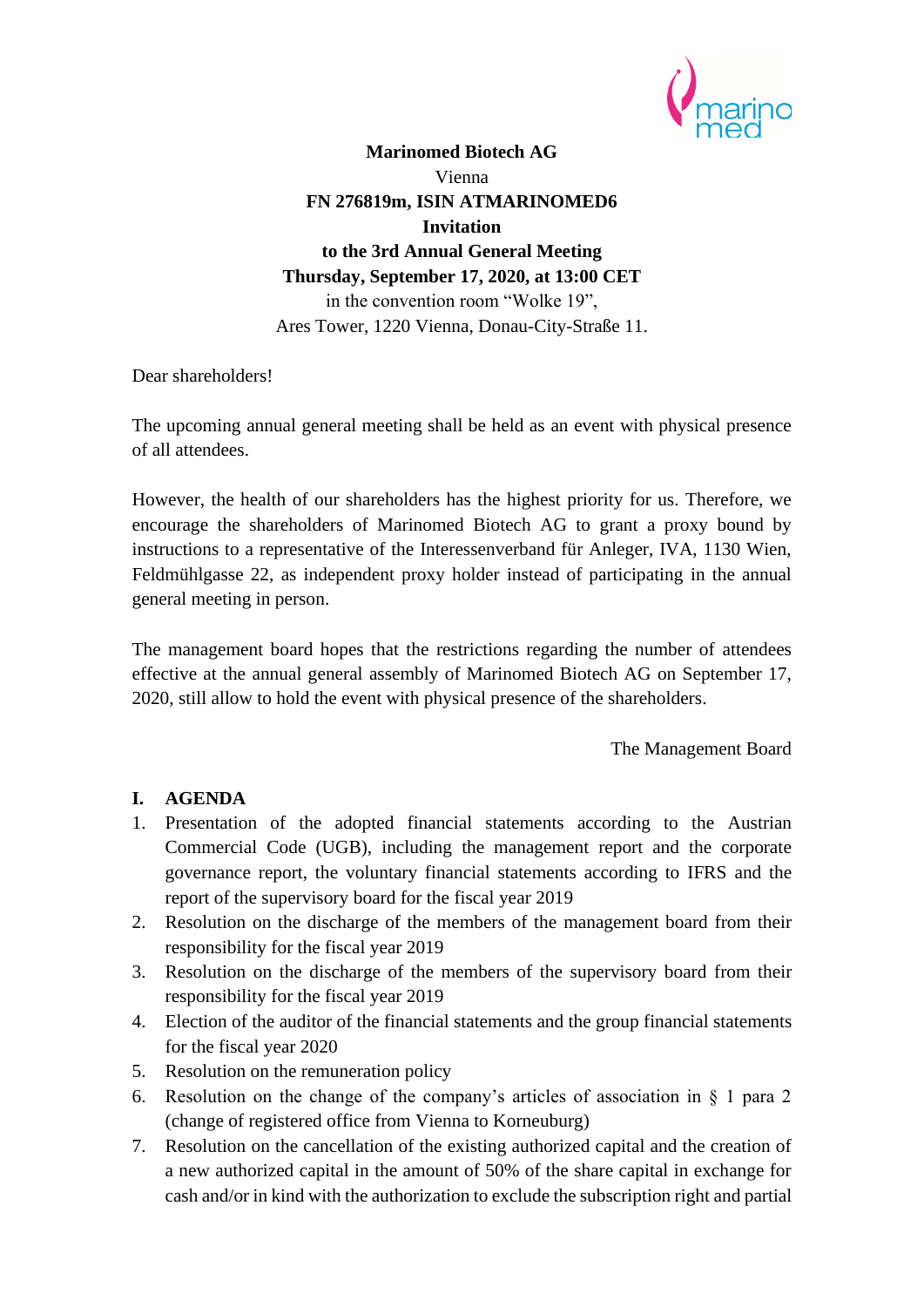**Marinomed Biotech AG**

Vienna

**FN 276819m, ISIN ATMARINOMED6**

**Invitation**

**to the 3rd Annual General Meeting**

**Thursday, September 17, 2020, at 13:00 CET**

in the convention room "Wolke 19",

Ares Tower, 1220 Vienna, Donau-City-Straße 11.

Dear shareholders!

The upcoming annual general meeting shall be held as an event with physical presence of all attendees.

However, the health of our shareholders has the highest priority for us. Therefore, we encourage the shareholders of Marinomed Biotech AG to grant a proxy bound by instructions to a representative of the Interessenverband für Anleger, IVA, 1130 Wien, Feldmühlgasse 22, as independent proxy holder instead of participating in the annual general meeting in person.

The management board hopes that the restrictions regarding the number of attendees effective at the annual general assembly of Marinomed Biotech AG on September 17, 2020, still allow to hold the event with physical presence of the shareholders.

The Management Board

## I. AGENDA

1. Presentation of the adopted financial statements according to the Austrian Commercial Code (UGB), including the management report and the corporate governance report, the voluntary financial statements according to IFRS and the report of the supervisory board for the fiscal year 2019
2. Resolution on the discharge of the members of the management board from their responsibility for the fiscal year 2019
3. Resolution on the discharge of the members of the supervisory board from their responsibility for the fiscal year 2019
4. Election of the auditor of the financial statements and the group financial statements for the fiscal year 2020
5. Resolution on the remuneration policy
6. Resolution on the change of the company's articles of association in § 1 para 2 (change of registered office from Vienna to Korneuburg)
7. Resolution on the cancellation of the existing authorized capital and the creation of a new authorized capital in the amount of 50% of the share capital in exchange for cash and/or in kind with the authorization to exclude the subscription right and partial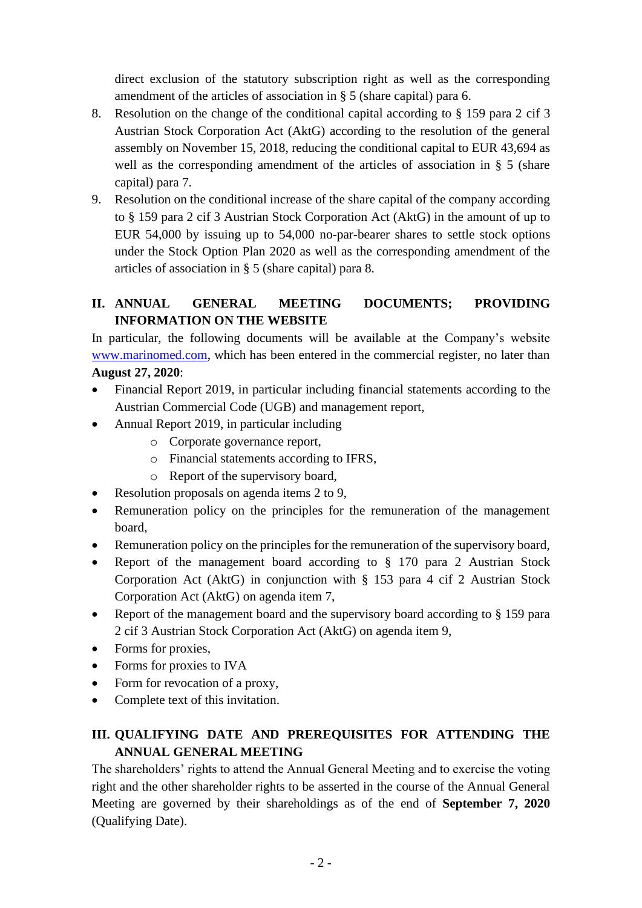direct exclusion of the statutory subscription right as well as the corresponding amendment of the articles of association in § 5 (share capital) para 6.

8. Resolution on the change of the conditional capital according to § 159 para 2 cif 3 Austrian Stock Corporation Act (AktG) according to the resolution of the general assembly on November 15, 2018, reducing the conditional capital to EUR 43,694 as well as the corresponding amendment of the articles of association in § 5 (share capital) para 7.
9. Resolution on the conditional increase of the share capital of the company according to § 159 para 2 cif 3 Austrian Stock Corporation Act (AktG) in the amount of up to EUR 54,000 by issuing up to 54,000 no-par-bearer shares to settle stock options under the Stock Option Plan 2020 as well as the corresponding amendment of the articles of association in § 5 (share capital) para 8.

## II. ANNUAL GENERAL MEETING DOCUMENTS; PROVIDING INFORMATION ON THE WEBSITE

In particular, the following documents will be available at the Company's website www.marinomed.com, which has been entered in the commercial register, no later than **August 27, 2020**:

- Financial Report 2019, in particular including financial statements according to the Austrian Commercial Code (UGB) and management report,
- Annual Report 2019, in particular including
  - Corporate governance report,
  - Financial statements according to IFRS,
  - Report of the supervisory board,
- Resolution proposals on agenda items 2 to 9,
- Remuneration policy on the principles for the remuneration of the management board,
- Remuneration policy on the principles for the remuneration of the supervisory board,
- Report of the management board according to § 170 para 2 Austrian Stock Corporation Act (AktG) in conjunction with § 153 para 4 cif 2 Austrian Stock Corporation Act (AktG) on agenda item 7,
- Report of the management board and the supervisory board according to § 159 para 2 cif 3 Austrian Stock Corporation Act (AktG) on agenda item 9,
- Forms for proxies,
- Forms for proxies to IVA
- Form for revocation of a proxy,
- Complete text of this invitation.

## III. QUALIFYING DATE AND PREREQUISITES FOR ATTENDING THE ANNUAL GENERAL MEETING

The shareholders' rights to attend the Annual General Meeting and to exercise the voting right and the other shareholder rights to be asserted in the course of the Annual General Meeting are governed by their shareholdings as of the end of **September 7, 2020** (Qualifying Date).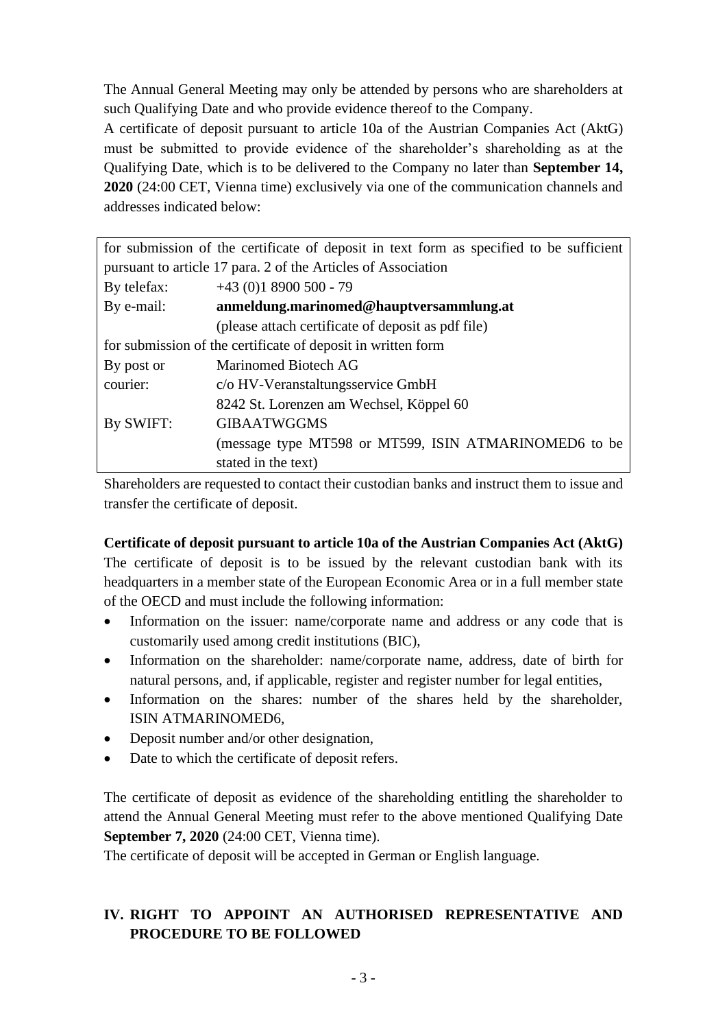The Annual General Meeting may only be attended by persons who are shareholders at such Qualifying Date and who provide evidence thereof to the Company.

A certificate of deposit pursuant to article 10a of the Austrian Companies Act (AktG) must be submitted to provide evidence of the shareholder's shareholding as at the Qualifying Date, which is to be delivered to the Company no later than **September 14, 2020** (24:00 CET, Vienna time) exclusively via one of the communication channels and addresses indicated below:

| for submission of the certificate of deposit in text form as specified to be sufficient pursuant to article 17 para. 2 of the Articles of Association | |
|---|---|
| By telefax: | +43 (0)1 8900 500 - 79 |
| By e-mail: | **anmeldung.marinomed@hauptversammlung.at** (please attach certificate of deposit as pdf file) |
| for submission of the certificate of deposit in written form | |
| By post or courier: | Marinomed Biotech AG c/o HV-Veranstaltungsservice GmbH 8242 St. Lorenzen am Wechsel, Köppel 60 |
| By SWIFT: | GIBAATWGGMS (message type MT598 or MT599, ISIN ATMARINOMED6 to be stated in the text) |

Shareholders are requested to contact their custodian banks and instruct them to issue and transfer the certificate of deposit.

**Certificate of deposit pursuant to article 10a of the Austrian Companies Act (AktG)**

The certificate of deposit is to be issued by the relevant custodian bank with its headquarters in a member state of the European Economic Area or in a full member state of the OECD and must include the following information:

- Information on the issuer: name/corporate name and address or any code that is customarily used among credit institutions (BIC),
- Information on the shareholder: name/corporate name, address, date of birth for natural persons, and, if applicable, register and register number for legal entities,
- Information on the shares: number of the shares held by the shareholder, ISIN ATMARINOMED6,
- Deposit number and/or other designation,
- Date to which the certificate of deposit refers.

The certificate of deposit as evidence of the shareholding entitling the shareholder to attend the Annual General Meeting must refer to the above mentioned Qualifying Date **September 7, 2020** (24:00 CET, Vienna time).

The certificate of deposit will be accepted in German or English language.

## IV. RIGHT TO APPOINT AN AUTHORISED REPRESENTATIVE AND PROCEDURE TO BE FOLLOWED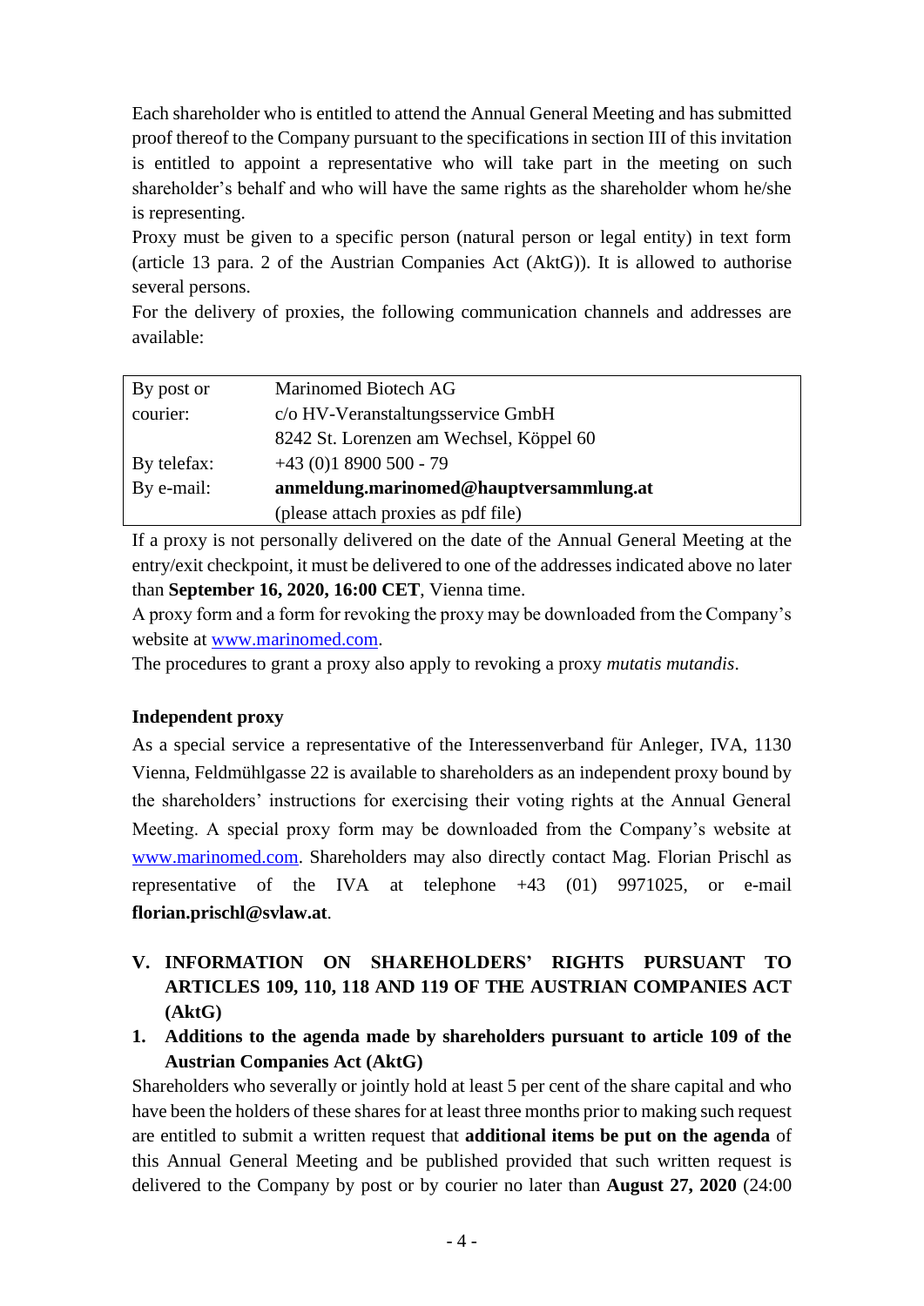Each shareholder who is entitled to attend the Annual General Meeting and has submitted proof thereof to the Company pursuant to the specifications in section III of this invitation is entitled to appoint a representative who will take part in the meeting on such shareholder's behalf and who will have the same rights as the shareholder whom he/she is representing.

Proxy must be given to a specific person (natural person or legal entity) in text form (article 13 para. 2 of the Austrian Companies Act (AktG)). It is allowed to authorise several persons.

For the delivery of proxies, the following communication channels and addresses are available:

| | |
|---|---|
| By post or courier: | Marinomed Biotech AG<br>c/o HV-Veranstaltungsservice GmbH<br>8242 St. Lorenzen am Wechsel, Köppel 60 |
| By telefax: | +43 (0)1 8900 500 - 79 |
| By e-mail: | **anmeldung.marinomed@hauptversammlung.at**<br>(please attach proxies as pdf file) |

If a proxy is not personally delivered on the date of the Annual General Meeting at the entry/exit checkpoint, it must be delivered to one of the addresses indicated above no later than **September 16, 2020, 16:00 CET**, Vienna time.

A proxy form and a form for revoking the proxy may be downloaded from the Company's website at www.marinomed.com.

The procedures to grant a proxy also apply to revoking a proxy *mutatis mutandis*.

**Independent proxy**

As a special service a representative of the Interessenverband für Anleger, IVA, 1130 Vienna, Feldmühlgasse 22 is available to shareholders as an independent proxy bound by the shareholders' instructions for exercising their voting rights at the Annual General Meeting. A special proxy form may be downloaded from the Company's website at www.marinomed.com. Shareholders may also directly contact Mag. Florian Prischl as representative of the IVA at telephone +43 (01) 9971025, or e-mail **florian.prischl@svlaw.at**.

## V. INFORMATION ON SHAREHOLDERS' RIGHTS PURSUANT TO ARTICLES 109, 110, 118 AND 119 OF THE AUSTRIAN COMPANIES ACT (AktG)

### 1. Additions to the agenda made by shareholders pursuant to article 109 of the Austrian Companies Act (AktG)

Shareholders who severally or jointly hold at least 5 per cent of the share capital and who have been the holders of these shares for at least three months prior to making such request are entitled to submit a written request that **additional items be put on the agenda** of this Annual General Meeting and be published provided that such written request is delivered to the Company by post or by courier no later than **August 27, 2020** (24:00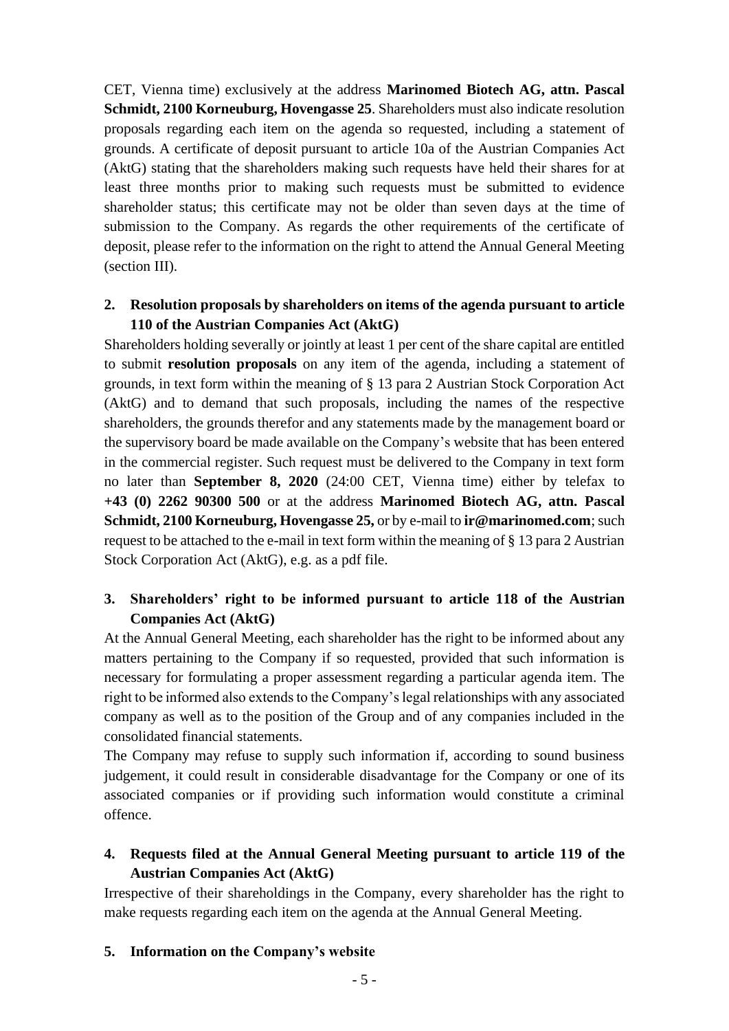CET, Vienna time) exclusively at the address **Marinomed Biotech AG, attn. Pascal Schmidt, 2100 Korneuburg, Hovengasse 25**. Shareholders must also indicate resolution proposals regarding each item on the agenda so requested, including a statement of grounds. A certificate of deposit pursuant to article 10a of the Austrian Companies Act (AktG) stating that the shareholders making such requests have held their shares for at least three months prior to making such requests must be submitted to evidence shareholder status; this certificate may not be older than seven days at the time of submission to the Company. As regards the other requirements of the certificate of deposit, please refer to the information on the right to attend the Annual General Meeting (section III).

## 2. Resolution proposals by shareholders on items of the agenda pursuant to article 110 of the Austrian Companies Act (AktG)

Shareholders holding severally or jointly at least 1 per cent of the share capital are entitled to submit **resolution proposals** on any item of the agenda, including a statement of grounds, in text form within the meaning of § 13 para 2 Austrian Stock Corporation Act (AktG) and to demand that such proposals, including the names of the respective shareholders, the grounds therefor and any statements made by the management board or the supervisory board be made available on the Company's website that has been entered in the commercial register. Such request must be delivered to the Company in text form no later than **September 8, 2020** (24:00 CET, Vienna time) either by telefax to **+43 (0) 2262 90300 500** or at the address **Marinomed Biotech AG, attn. Pascal Schmidt, 2100 Korneuburg, Hovengasse 25,** or by e-mail to **ir@marinomed.com**; such request to be attached to the e-mail in text form within the meaning of § 13 para 2 Austrian Stock Corporation Act (AktG), e.g. as a pdf file.

## 3. Shareholders' right to be informed pursuant to article 118 of the Austrian Companies Act (AktG)

At the Annual General Meeting, each shareholder has the right to be informed about any matters pertaining to the Company if so requested, provided that such information is necessary for formulating a proper assessment regarding a particular agenda item. The right to be informed also extends to the Company's legal relationships with any associated company as well as to the position of the Group and of any companies included in the consolidated financial statements.

The Company may refuse to supply such information if, according to sound business judgement, it could result in considerable disadvantage for the Company or one of its associated companies or if providing such information would constitute a criminal offence.

## 4. Requests filed at the Annual General Meeting pursuant to article 119 of the Austrian Companies Act (AktG)

Irrespective of their shareholdings in the Company, every shareholder has the right to make requests regarding each item on the agenda at the Annual General Meeting.

## 5. Information on the Company's website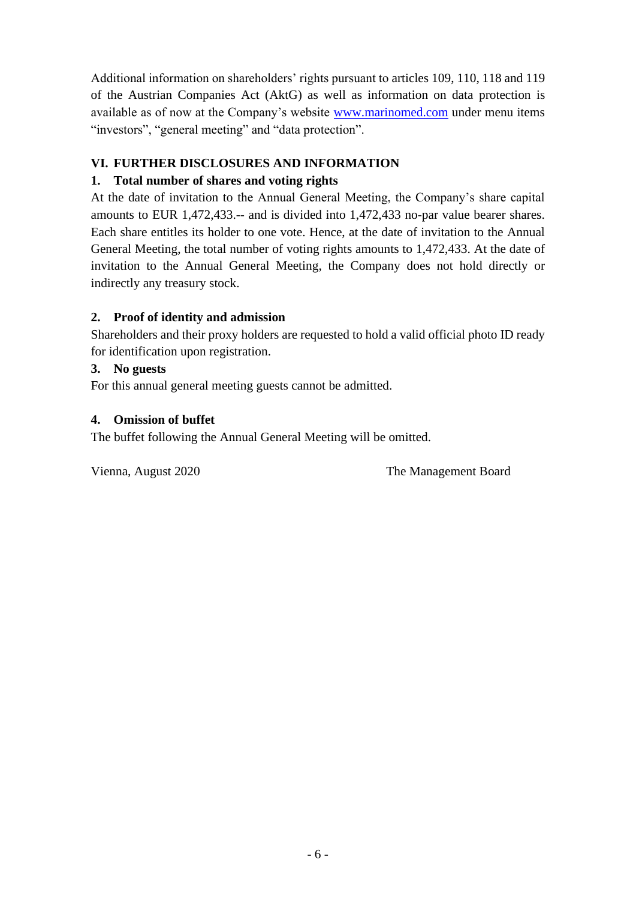Additional information on shareholders' rights pursuant to articles 109, 110, 118 and 119 of the Austrian Companies Act (AktG) as well as information on data protection is available as of now at the Company's website www.marinomed.com under menu items "investors", "general meeting" and "data protection".

## VI. FURTHER DISCLOSURES AND INFORMATION

### 1. Total number of shares and voting rights

At the date of invitation to the Annual General Meeting, the Company's share capital amounts to EUR 1,472,433.-- and is divided into 1,472,433 no-par value bearer shares. Each share entitles its holder to one vote. Hence, at the date of invitation to the Annual General Meeting, the total number of voting rights amounts to 1,472,433. At the date of invitation to the Annual General Meeting, the Company does not hold directly or indirectly any treasury stock.

### 2. Proof of identity and admission

Shareholders and their proxy holders are requested to hold a valid official photo ID ready for identification upon registration.

### 3. No guests

For this annual general meeting guests cannot be admitted.

### 4. Omission of buffet

The buffet following the Annual General Meeting will be omitted.

Vienna, August 2020 The Management Board